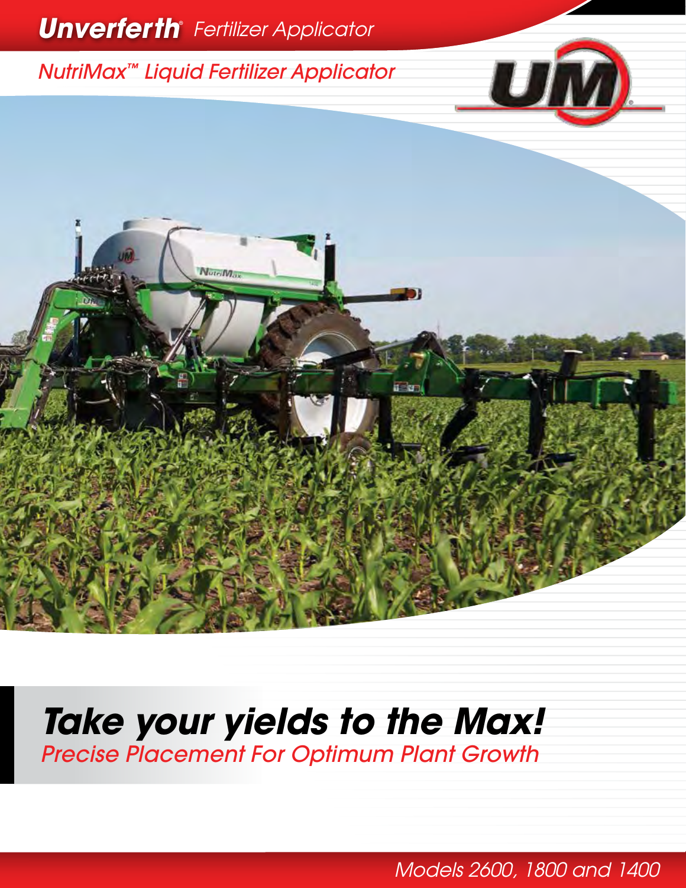**Unverferth®** *Fertilizer Applicator*

# *NutriMax™ Liquid Fertilizer Applicator*

## ***Take your yields to the Max!***

*Precise Placement For Optimum Plant Growth*

*Models 2600, 1800 and 1400*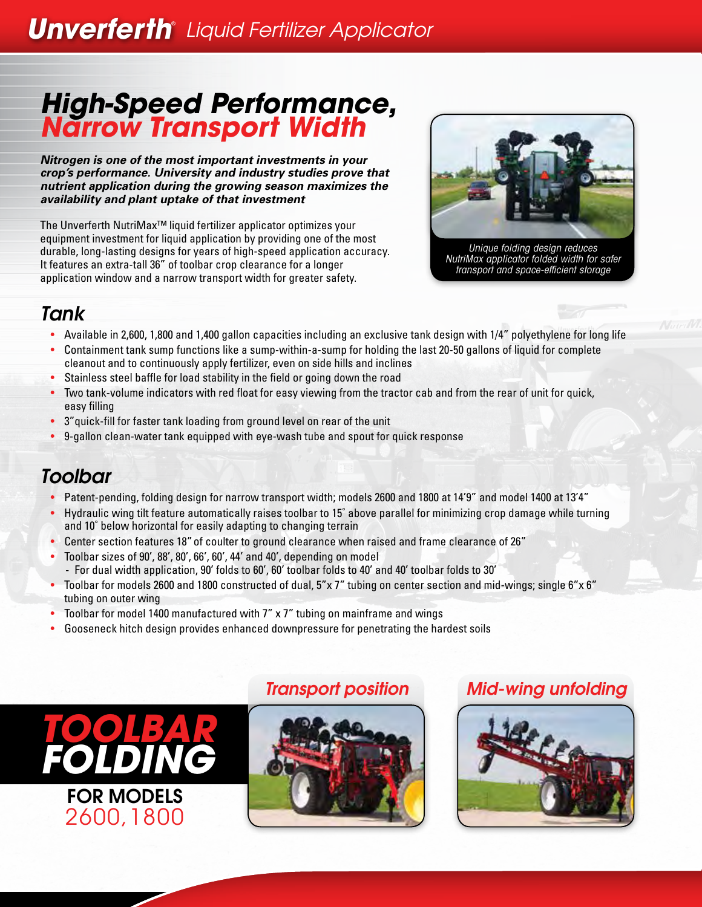# Unverferth® Liquid Fertilizer Applicator

## High-Speed Performance, Narrow Transport Width

***Nitrogen is one of the most important investments in your crop's performance. University and industry studies prove that nutrient application during the growing season maximizes the availability and plant uptake of that investment***

The Unverferth NutriMax™ liquid fertilizer applicator optimizes your equipment investment for liquid application by providing one of the most durable, long-lasting designs for years of high-speed application accuracy. It features an extra-tall 36" of toolbar crop clearance for a longer application window and a narrow transport width for greater safety.

*Unique folding design reduces NutriMax applicator folded width for safer transport and space-efficient storage*

## Tank

- Available in 2,600, 1,800 and 1,400 gallon capacities including an exclusive tank design with 1/4" polyethylene for long life
- Containment tank sump functions like a sump-within-a-sump for holding the last 20-50 gallons of liquid for complete cleanout and to continuously apply fertilizer, even on side hills and inclines
- Stainless steel baffle for load stability in the field or going down the road
- Two tank-volume indicators with red float for easy viewing from the tractor cab and from the rear of unit for quick, easy filling
- 3" quick-fill for faster tank loading from ground level on rear of the unit
- 9-gallon clean-water tank equipped with eye-wash tube and spout for quick response

## Toolbar

- Patent-pending, folding design for narrow transport width; models 2600 and 1800 at 14'9" and model 1400 at 13'4"
- Hydraulic wing tilt feature automatically raises toolbar to 15˚ above parallel for minimizing crop damage while turning and 10˚ below horizontal for easily adapting to changing terrain
- Center section features 18" of coulter to ground clearance when raised and frame clearance of 26"
- Toolbar sizes of 90', 88', 80', 66', 60', 44' and 40', depending on model
  - For dual width application, 90' folds to 60', 60' toolbar folds to 40' and 40' toolbar folds to 30'
- Toolbar for models 2600 and 1800 constructed of dual, 5"x 7" tubing on center section and mid-wings; single 6"x 6" tubing on outer wing
- Toolbar for model 1400 manufactured with 7" x 7" tubing on mainframe and wings
- Gooseneck hitch design provides enhanced downpressure for penetrating the hardest soils

## TOOLBAR FOLDING FOR MODELS 2600, 1800

*Transport position*

*Mid-wing unfolding*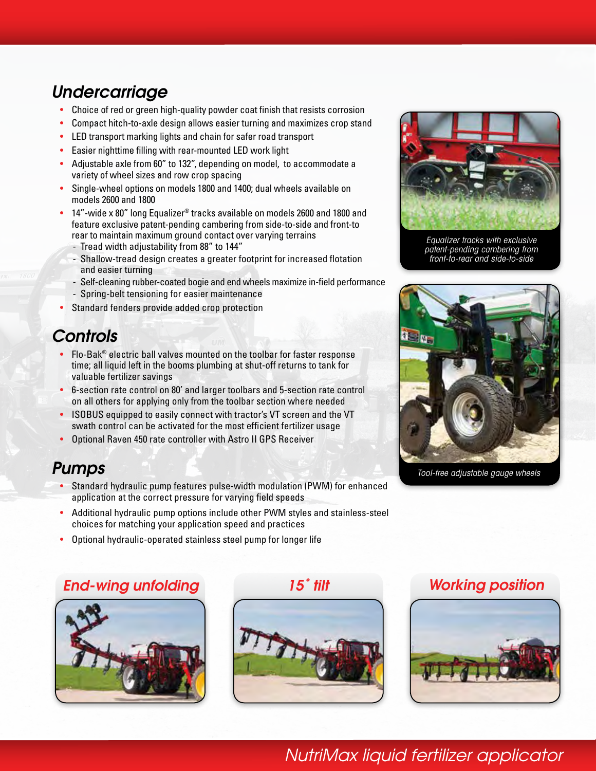## Undercarriage

- Choice of red or green high-quality powder coat finish that resists corrosion
- Compact hitch-to-axle design allows easier turning and maximizes crop stand
- LED transport marking lights and chain for safer road transport
- Easier nighttime filling with rear-mounted LED work light
- Adjustable axle from 60" to 132", depending on model, to accommodate a variety of wheel sizes and row crop spacing
- Single-wheel options on models 1800 and 1400; dual wheels available on models 2600 and 1800
- 14"-wide x 80" long Equalizer® tracks available on models 2600 and 1800 and feature exclusive patent-pending cambering from side-to-side and front-to rear to maintain maximum ground contact over varying terrains
  - Tread width adjustability from 88" to 144"
  - Shallow-tread design creates a greater footprint for increased flotation and easier turning
  - Self-cleaning rubber-coated bogie and end wheels maximize in-field performance
  - Spring-belt tensioning for easier maintenance
- Standard fenders provide added crop protection

## Controls

- Flo-Bak® electric ball valves mounted on the toolbar for faster response time; all liquid left in the booms plumbing at shut-off returns to tank for valuable fertilizer savings
- 6-section rate control on 80' and larger toolbars and 5-section rate control on all others for applying only from the toolbar section where needed
- ISOBUS equipped to easily connect with tractor's VT screen and the VT swath control can be activated for the most efficient fertilizer usage
- Optional Raven 450 rate controller with Astro II GPS Receiver

## Pumps

- Standard hydraulic pump features pulse-width modulation (PWM) for enhanced application at the correct pressure for varying field speeds
- Additional hydraulic pump options include other PWM styles and stainless-steel choices for matching your application speed and practices
- Optional hydraulic-operated stainless steel pump for longer life

*Equalizer tracks with exclusive patent-pending cambering from front-to-rear and side-to-side*

*Tool-free adjustable gauge wheels*

*End-wing unfolding*

*15˚ tilt*

*Working position*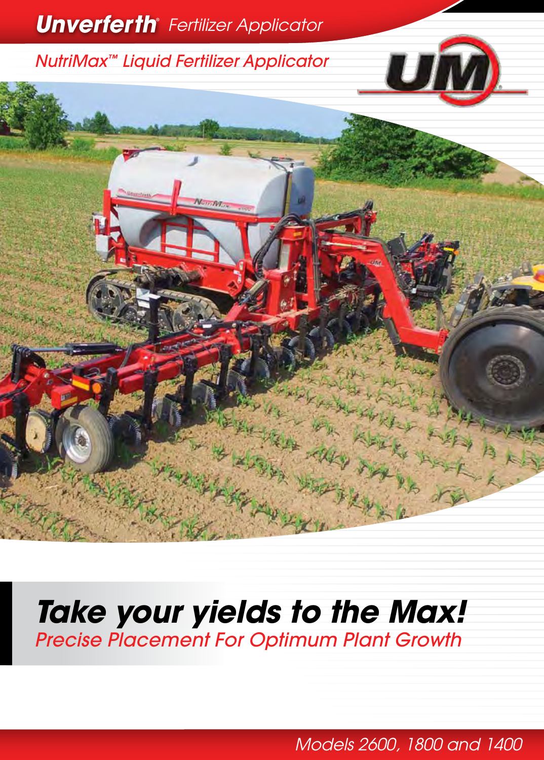# Unverferth® Fertilizer Applicator

## NutriMax™ Liquid Fertilizer Applicator

# *Take your yields to the Max!*

*Precise Placement For Optimum Plant Growth*

*Models 2600, 1800 and 1400*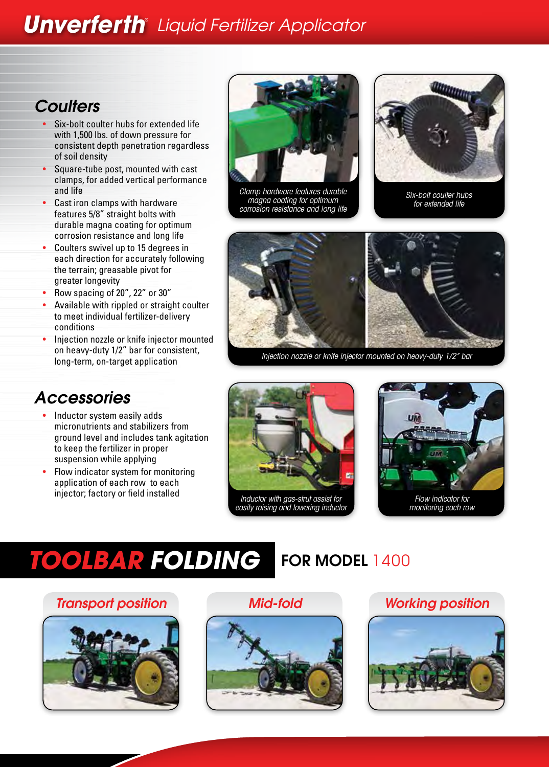# Unverferth® Liquid Fertilizer Applicator

## Coulters

- Six-bolt coulter hubs for extended life with 1,500 lbs. of down pressure for consistent depth penetration regardless of soil density
- Square-tube post, mounted with cast clamps, for added vertical performance and life
- Cast iron clamps with hardware features 5/8" straight bolts with durable magna coating for optimum corrosion resistance and long life
- Coulters swivel up to 15 degrees in each direction for accurately following the terrain; greasable pivot for greater longevity
- Row spacing of 20", 22" or 30"
- Available with rippled or straight coulter to meet individual fertilizer-delivery conditions
- Injection nozzle or knife injector mounted on heavy-duty 1/2" bar for consistent, long-term, on-target application

*Clamp hardware features durable magna coating for optimum corrosion resistance and long life*

*Six-bolt coulter hubs for extended life*

*Injection nozzle or knife injector mounted on heavy-duty 1/2" bar*

## Accessories

- Inductor system easily adds micronutrients and stabilizers from ground level and includes tank agitation to keep the fertilizer in proper suspension while applying
- Flow indicator system for monitoring application of each row to each injector; factory or field installed

*Inductor with gas-strut assist for easily raising and lowering inductor*

*Flow indicator for monitoring each row*

## TOOLBAR FOLDING FOR MODEL 1400

*Transport position*

*Mid-fold*

*Working position*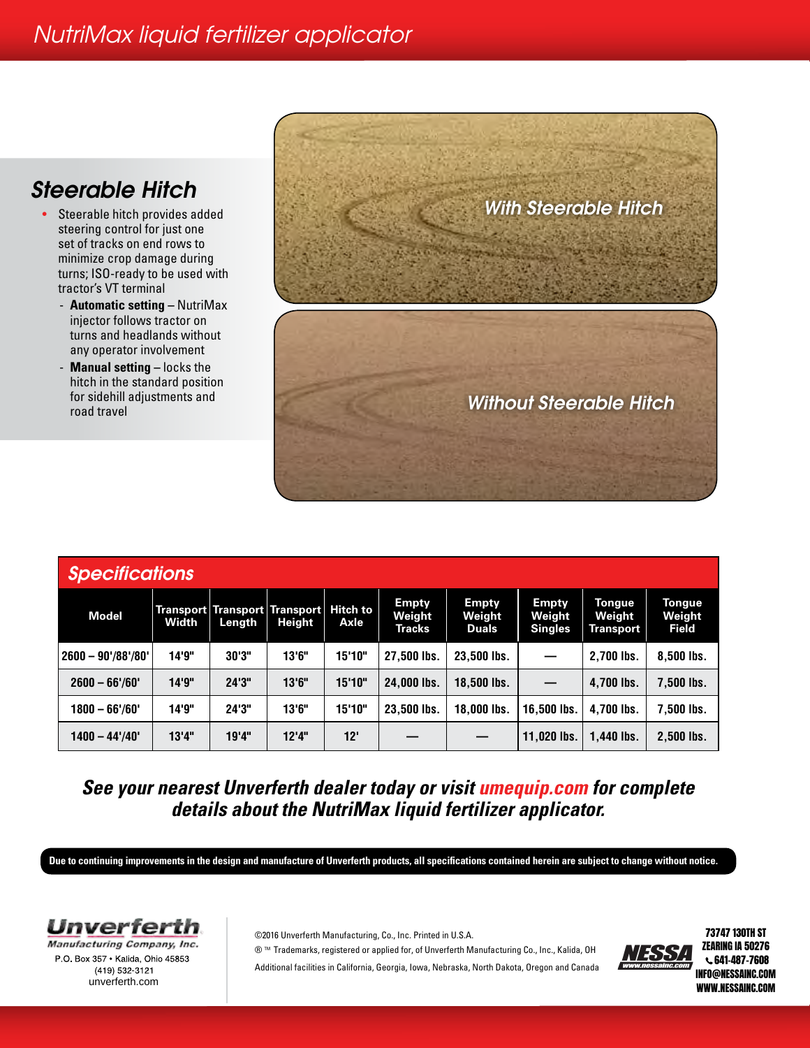## Steerable Hitch

- Steerable hitch provides added steering control for just one set of tracks on end rows to minimize crop damage during turns; ISO-ready to be used with tractor's VT terminal
  - **Automatic setting** – NutriMax injector follows tractor on turns and headlands without any operator involvement
  - **Manual setting** – locks the hitch in the standard position for sidehill adjustments and road travel

With Steerable Hitch

Without Steerable Hitch

## Specifications

| Model | Transport Width | Transport Length | Transport Height | Hitch to Axle | Empty Weight Tracks | Empty Weight Duals | Empty Weight Singles | Tongue Weight Transport | Tongue Weight Field |
|---|---|---|---|---|---|---|---|---|---|
| 2600 – 90'/88'/80' | 14'9" | 30'3" | 13'6" | 15'10" | 27,500 lbs. | 23,500 lbs. | — | 2,700 lbs. | 8,500 lbs. |
| 2600 – 66'/60' | 14'9" | 24'3" | 13'6" | 15'10" | 24,000 lbs. | 18,500 lbs. | — | 4,700 lbs. | 7,500 lbs. |
| 1800 – 66'/60' | 14'9" | 24'3" | 13'6" | 15'10" | 23,500 lbs. | 18,000 lbs. | 16,500 lbs. | 4,700 lbs. | 7,500 lbs. |
| 1400 – 44'/40' | 13'4" | 19'4" | 12'4" | 12' | — | — | 11,020 lbs. | 1,440 lbs. | 2,500 lbs. |

***See your nearest Unverferth dealer today or visit umequip.com for complete details about the NutriMax liquid fertilizer applicator.***

**Due to continuing improvements in the design and manufacture of Unverferth products, all specifications contained herein are subject to change without notice.**

**Unverferth Manufacturing Company, Inc.**
P.O. Box 357 • Kalida, Ohio 45853
(419) 532-3121
unverferth.com

©2016 Unverferth Manufacturing, Co., Inc. Printed in U.S.A.
® ™ Trademarks, registered or applied for, of Unverferth Manufacturing Co., Inc., Kalida, OH
Additional facilities in California, Georgia, Iowa, Nebraska, North Dakota, Oregon and Canada

NESSA
www.nessainc.com
73747 130TH ST
ZEARING IA 50276
641-487-7608
INFO@NESSAINC.COM
WWW.NESSAINC.COM